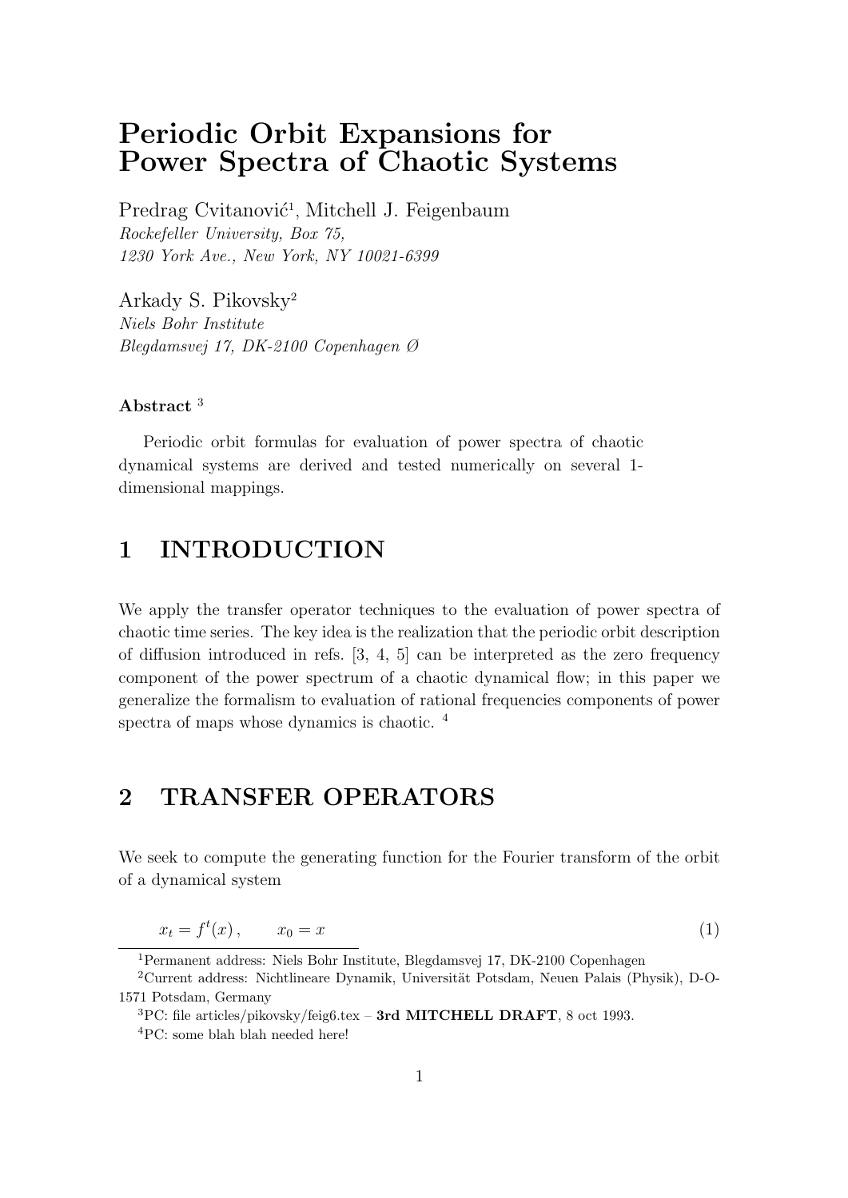# Periodic Orbit Expansions for Power Spectra of Chaotic Systems

Predrag Cvitanović[1], Mitchell J. Feigenbaum
*Rockefeller University, Box 75,*
*1230 York Ave., New York, NY 10021-6399*

Arkady S. Pikovsky[2]
*Niels Bohr Institute*
*Blegdamsvej 17, DK-2100 Copenhagen Ø*

**Abstract** [3]

Periodic orbit formulas for evaluation of power spectra of chaotic dynamical systems are derived and tested numerically on several 1-dimensional mappings.

## 1 INTRODUCTION

We apply the transfer operator techniques to the evaluation of power spectra of chaotic time series. The key idea is the realization that the periodic orbit description of diffusion introduced in refs. [3, 4, 5] can be interpreted as the zero frequency component of the power spectrum of a chaotic dynamical flow; in this paper we generalize the formalism to evaluation of rational frequencies components of power spectra of maps whose dynamics is chaotic. [4]

## 2 TRANSFER OPERATORS

We seek to compute the generating function for the Fourier transform of the orbit of a dynamical system

$$x_t = f^t(x)\,, \qquad x_0 = x \tag{1}$$

---

[1] Permanent address: Niels Bohr Institute, Blegdamsvej 17, DK-2100 Copenhagen

[2] Current address: Nichtlineare Dynamik, Universität Potsdam, Neuen Palais (Physik), D-O-1571 Potsdam, Germany

[3] PC: file articles/pikovsky/feig6.tex – **3rd MITCHELL DRAFT**, 8 oct 1993.

[4] PC: some blah blah needed here!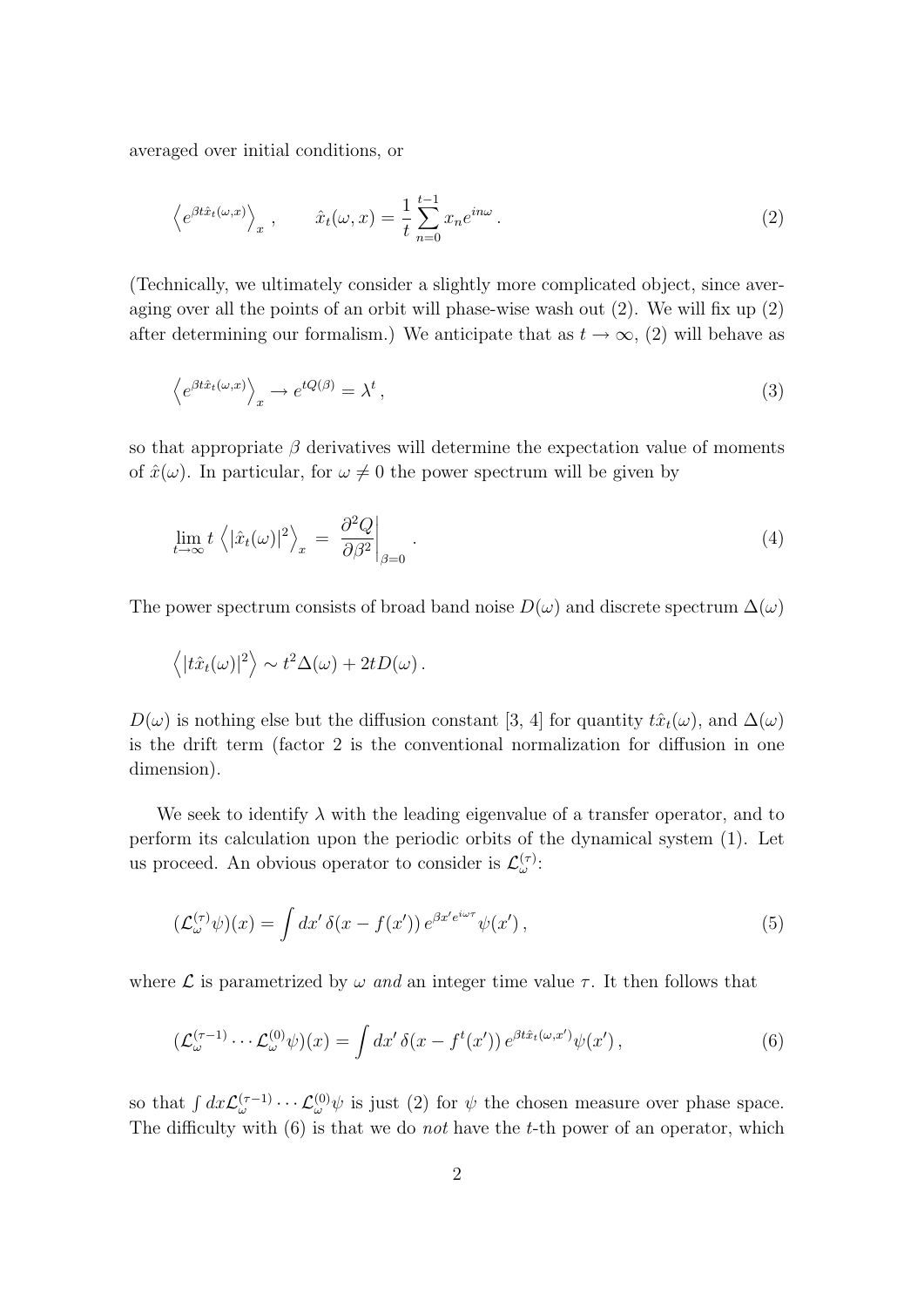averaged over initial conditions, or

$$\left\langle e^{\beta t \hat{x}_t(\omega,x)} \right\rangle_x , \qquad \hat{x}_t(\omega, x) = \frac{1}{t} \sum_{n=0}^{t-1} x_n e^{in\omega} . \tag{2}$$

(Technically, we ultimately consider a slightly more complicated object, since averaging over all the points of an orbit will phase-wise wash out (2). We will fix up (2) after determining our formalism.) We anticipate that as $t \to \infty$, (2) will behave as

$$\left\langle e^{\beta t \hat{x}_t(\omega,x)} \right\rangle_x \to e^{tQ(\beta)} = \lambda^t , \tag{3}$$

so that appropriate $\beta$ derivatives will determine the expectation value of moments of $\hat{x}(\omega)$. In particular, for $\omega \neq 0$ the power spectrum will be given by

$$\lim_{t\to\infty} t \left\langle |\hat{x}_t(\omega)|^2 \right\rangle_x = \left. \frac{\partial^2 Q}{\partial \beta^2} \right|_{\beta=0} . \tag{4}$$

The power spectrum consists of broad band noise $D(\omega)$ and discrete spectrum $\Delta(\omega)$

$$\left\langle |t\hat{x}_t(\omega)|^2 \right\rangle \sim t^2 \Delta(\omega) + 2tD(\omega) .$$

$D(\omega)$ is nothing else but the diffusion constant [3, 4] for quantity $t\hat{x}_t(\omega)$, and $\Delta(\omega)$ is the drift term (factor 2 is the conventional normalization for diffusion in one dimension).

We seek to identify $\lambda$ with the leading eigenvalue of a transfer operator, and to perform its calculation upon the periodic orbits of the dynamical system (1). Let us proceed. An obvious operator to consider is $\mathcal{L}_\omega^{(\tau)}$:

$$(\mathcal{L}_\omega^{(\tau)} \psi)(x) = \int dx' \, \delta(x - f(x')) \, e^{\beta x' e^{i\omega\tau}} \psi(x') , \tag{5}$$

where $\mathcal{L}$ is parametrized by $\omega$ *and* an integer time value $\tau$. It then follows that

$$(\mathcal{L}_\omega^{(\tau-1)} \cdots \mathcal{L}_\omega^{(0)} \psi)(x) = \int dx' \, \delta(x - f^t(x')) \, e^{\beta t \hat{x}_t(\omega,x')} \psi(x') , \tag{6}$$

so that $\int dx \mathcal{L}_\omega^{(\tau-1)} \cdots \mathcal{L}_\omega^{(0)} \psi$ is just (2) for $\psi$ the chosen measure over phase space. The difficulty with (6) is that we do *not* have the $t$-th power of an operator, which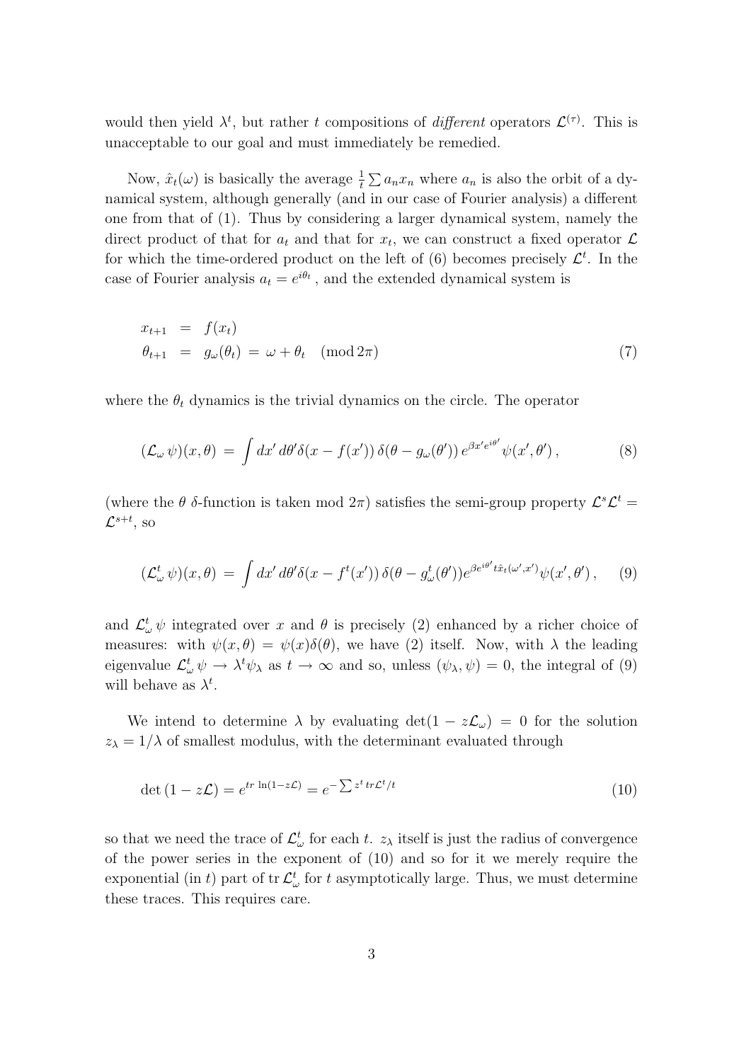would then yield $\lambda^t$, but rather $t$ compositions of *different* operators $\mathcal{L}^{(\tau)}$. This is unacceptable to our goal and must immediately be remedied.

Now, $\hat{x}_t(\omega)$ is basically the average $\frac{1}{t}\sum a_n x_n$ where $a_n$ is also the orbit of a dynamical system, although generally (and in our case of Fourier analysis) a different one from that of (1). Thus by considering a larger dynamical system, namely the direct product of that for $a_t$ and that for $x_t$, we can construct a fixed operator $\mathcal{L}$ for which the time-ordered product on the left of (6) becomes precisely $\mathcal{L}^t$. In the case of Fourier analysis $a_t = e^{i\theta_t}$, and the extended dynamical system is

$$
\begin{aligned}
x_{t+1} &= f(x_t) \\
\theta_{t+1} &= g_\omega(\theta_t) \,=\, \omega + \theta_t \pmod{2\pi}
\end{aligned}
\tag{7}
$$

where the $\theta_t$ dynamics is the trivial dynamics on the circle. The operator

$$
(\mathcal{L}_\omega \psi)(x,\theta) \,=\, \int dx'\, d\theta' \delta(x - f(x'))\, \delta(\theta - g_\omega(\theta'))\, e^{\beta x' e^{i\theta'}} \psi(x',\theta')\,, \tag{8}
$$

(where the $\theta$ $\delta$-function is taken mod $2\pi$) satisfies the semi-group property $\mathcal{L}^s\mathcal{L}^t = \mathcal{L}^{s+t}$, so

$$
(\mathcal{L}^t_\omega \psi)(x,\theta) \,=\, \int dx'\, d\theta' \delta(x - f^t(x'))\, \delta(\theta - g^t_\omega(\theta')) e^{\beta e^{i\theta'} t \hat{x}_t(\omega',x')} \psi(x',\theta')\,, \tag{9}
$$

and $\mathcal{L}^t_\omega \psi$ integrated over $x$ and $\theta$ is precisely (2) enhanced by a richer choice of measures: with $\psi(x,\theta) = \psi(x)\delta(\theta)$, we have (2) itself. Now, with $\lambda$ the leading eigenvalue $\mathcal{L}^t_\omega \psi \to \lambda^t \psi_\lambda$ as $t \to \infty$ and so, unless $(\psi_\lambda, \psi) = 0$, the integral of (9) will behave as $\lambda^t$.

We intend to determine $\lambda$ by evaluating $\det(1 - z\mathcal{L}_\omega) = 0$ for the solution $z_\lambda = 1/\lambda$ of smallest modulus, with the determinant evaluated through

$$
\det(1 - z\mathcal{L}) = e^{tr\, \ln(1 - z\mathcal{L})} = e^{-\sum z^t\, tr \mathcal{L}^t/t} \tag{10}
$$

so that we need the trace of $\mathcal{L}^t_\omega$ for each $t$. $z_\lambda$ itself is just the radius of convergence of the power series in the exponent of (10) and so for it we merely require the exponential (in $t$) part of $\operatorname{tr} \mathcal{L}^t_\omega$ for $t$ asymptotically large. Thus, we must determine these traces. This requires care.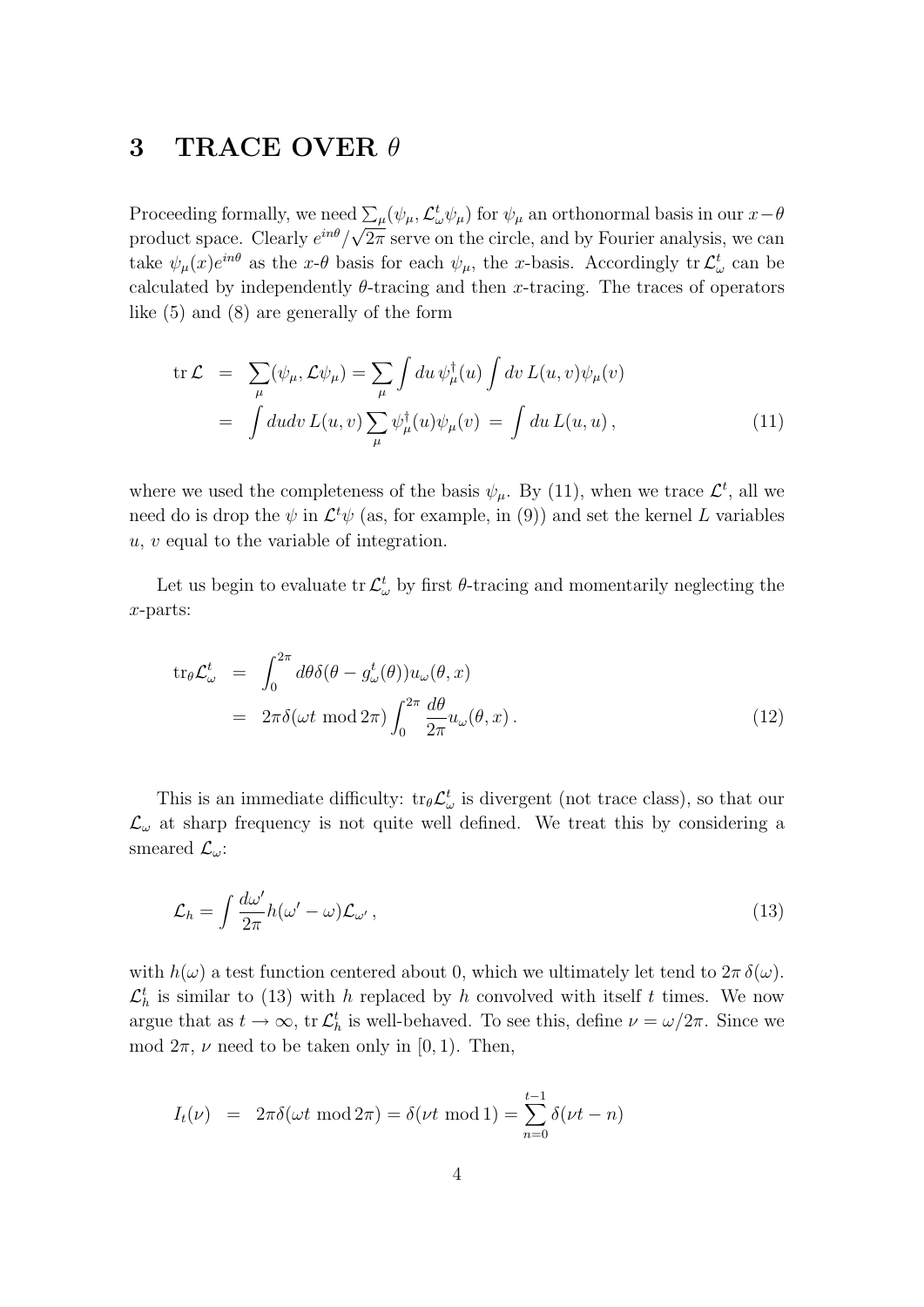## 3 TRACE OVER $\theta$

Proceeding formally, we need $\sum_\mu (\psi_\mu, \mathcal{L}_\omega^t \psi_\mu)$ for $\psi_\mu$ an orthonormal basis in our $x-\theta$ product space. Clearly $e^{in\theta}/\sqrt{2\pi}$ serve on the circle, and by Fourier analysis, we can take $\psi_\mu(x)e^{in\theta}$ as the $x$-$\theta$ basis for each $\psi_\mu$, the $x$-basis. Accordingly $\mathrm{tr}\, \mathcal{L}_\omega^t$ can be calculated by independently $\theta$-tracing and then $x$-tracing. The traces of operators like (5) and (8) are generally of the form

$$
\begin{aligned}
\mathrm{tr}\, \mathcal{L} &= \sum_\mu (\psi_\mu, \mathcal{L}\psi_\mu) = \sum_\mu \int du\, \psi_\mu^\dagger(u) \int dv\, L(u,v)\psi_\mu(v) \\
&= \int du dv\, L(u,v) \sum_\mu \psi_\mu^\dagger(u)\psi_\mu(v) \;=\; \int du\, L(u,u)\,, 
\end{aligned}
\tag{11}
$$

where we used the completeness of the basis $\psi_\mu$. By (11), when we trace $\mathcal{L}^t$, all we need do is drop the $\psi$ in $\mathcal{L}^t\psi$ (as, for example, in (9)) and set the kernel $L$ variables $u$, $v$ equal to the variable of integration.

Let us begin to evaluate $\mathrm{tr}\, \mathcal{L}_\omega^t$ by first $\theta$-tracing and momentarily neglecting the $x$-parts:

$$
\begin{aligned}
\mathrm{tr}_\theta \mathcal{L}_\omega^t &= \int_0^{2\pi} d\theta \delta(\theta - g_\omega^t(\theta)) u_\omega(\theta, x) \\
&= 2\pi\delta(\omega t \bmod 2\pi) \int_0^{2\pi} \frac{d\theta}{2\pi} u_\omega(\theta, x)\,.
\end{aligned}
\tag{12}
$$

This is an immediate difficulty: $\mathrm{tr}_\theta \mathcal{L}_\omega^t$ is divergent (not trace class), so that our $\mathcal{L}_\omega$ at sharp frequency is not quite well defined. We treat this by considering a smeared $\mathcal{L}_\omega$:

$$
\mathcal{L}_h = \int \frac{d\omega'}{2\pi} h(\omega' - \omega)\mathcal{L}_{\omega'}\,,
\tag{13}
$$

with $h(\omega)$ a test function centered about 0, which we ultimately let tend to $2\pi\,\delta(\omega)$. $\mathcal{L}_h^t$ is similar to (13) with $h$ replaced by $h$ convolved with itself $t$ times. We now argue that as $t \to \infty$, $\mathrm{tr}\, \mathcal{L}_h^t$ is well-behaved. To see this, define $\nu = \omega/2\pi$. Since we mod $2\pi$, $\nu$ need to be taken only in $[0, 1)$. Then,

$$
I_t(\nu) \;=\; 2\pi\delta(\omega t \bmod 2\pi) = \delta(\nu t \bmod 1) = \sum_{n=0}^{t-1} \delta(\nu t - n)
$$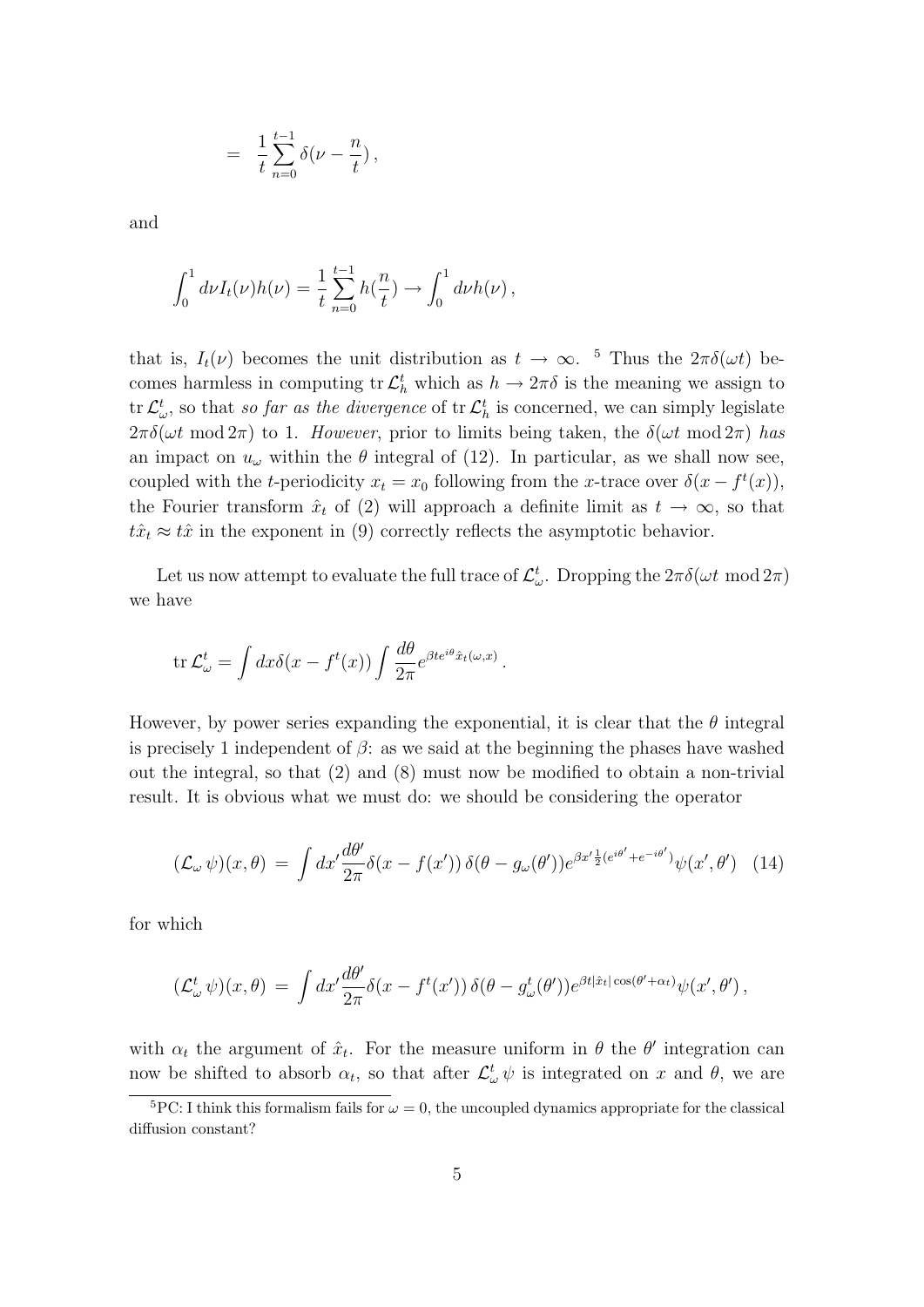$$= \frac{1}{t}\sum_{n=0}^{t-1}\delta(\nu - \frac{n}{t}),$$

and

$$\int_0^1 d\nu I_t(\nu) h(\nu) = \frac{1}{t}\sum_{n=0}^{t-1} h(\frac{n}{t}) \to \int_0^1 d\nu h(\nu),$$

that is, $I_t(\nu)$ becomes the unit distribution as $t \to \infty$. [5] Thus the $2\pi\delta(\omega t)$ becomes harmless in computing $\mathrm{tr}\,\mathcal{L}_h^t$ which as $h \to 2\pi\delta$ is the meaning we assign to $\mathrm{tr}\,\mathcal{L}_\omega^t$, so that *so far as the divergence* of $\mathrm{tr}\,\mathcal{L}_h^t$ is concerned, we can simply legislate $2\pi\delta(\omega t \bmod 2\pi)$ to 1. *However*, prior to limits being taken, the $\delta(\omega t \bmod 2\pi)$ *has* an impact on $u_\omega$ within the $\theta$ integral of (12). In particular, as we shall now see, coupled with the $t$-periodicity $x_t = x_0$ following from the $x$-trace over $\delta(x - f^t(x))$, the Fourier transform $\hat{x}_t$ of (2) will approach a definite limit as $t \to \infty$, so that $t\hat{x}_t \approx t\hat{x}$ in the exponent in (9) correctly reflects the asymptotic behavior.

Let us now attempt to evaluate the full trace of $\mathcal{L}_\omega^t$. Dropping the $2\pi\delta(\omega t \bmod 2\pi)$ we have

$$\mathrm{tr}\,\mathcal{L}_\omega^t = \int dx \delta(x - f^t(x)) \int \frac{d\theta}{2\pi} e^{\beta t e^{i\theta}\hat{x}_t(\omega, x)}.$$

However, by power series expanding the exponential, it is clear that the $\theta$ integral is precisely 1 independent of $\beta$: as we said at the beginning the phases have washed out the integral, so that (2) and (8) must now be modified to obtain a non-trivial result. It is obvious what we must do: we should be considering the operator

$$(\mathcal{L}_\omega\, \psi)(x, \theta) \;=\; \int dx' \frac{d\theta'}{2\pi} \delta(x - f(x'))\, \delta(\theta - g_\omega(\theta')) e^{\beta x' \frac{1}{2}(e^{i\theta'} + e^{-i\theta'})} \psi(x', \theta') \quad (14)$$

for which

$$(\mathcal{L}_\omega^t\, \psi)(x, \theta) \;=\; \int dx' \frac{d\theta'}{2\pi} \delta(x - f^t(x'))\, \delta(\theta - g_\omega^t(\theta')) e^{\beta t |\hat{x}_t| \cos(\theta' + \alpha_t)} \psi(x', \theta'),$$

with $\alpha_t$ the argument of $\hat{x}_t$. For the measure uniform in $\theta$ the $\theta'$ integration can now be shifted to absorb $\alpha_t$, so that after $\mathcal{L}_\omega^t\, \psi$ is integrated on $x$ and $\theta$, we are

[5] PC: I think this formalism fails for $\omega = 0$, the uncoupled dynamics appropriate for the classical diffusion constant?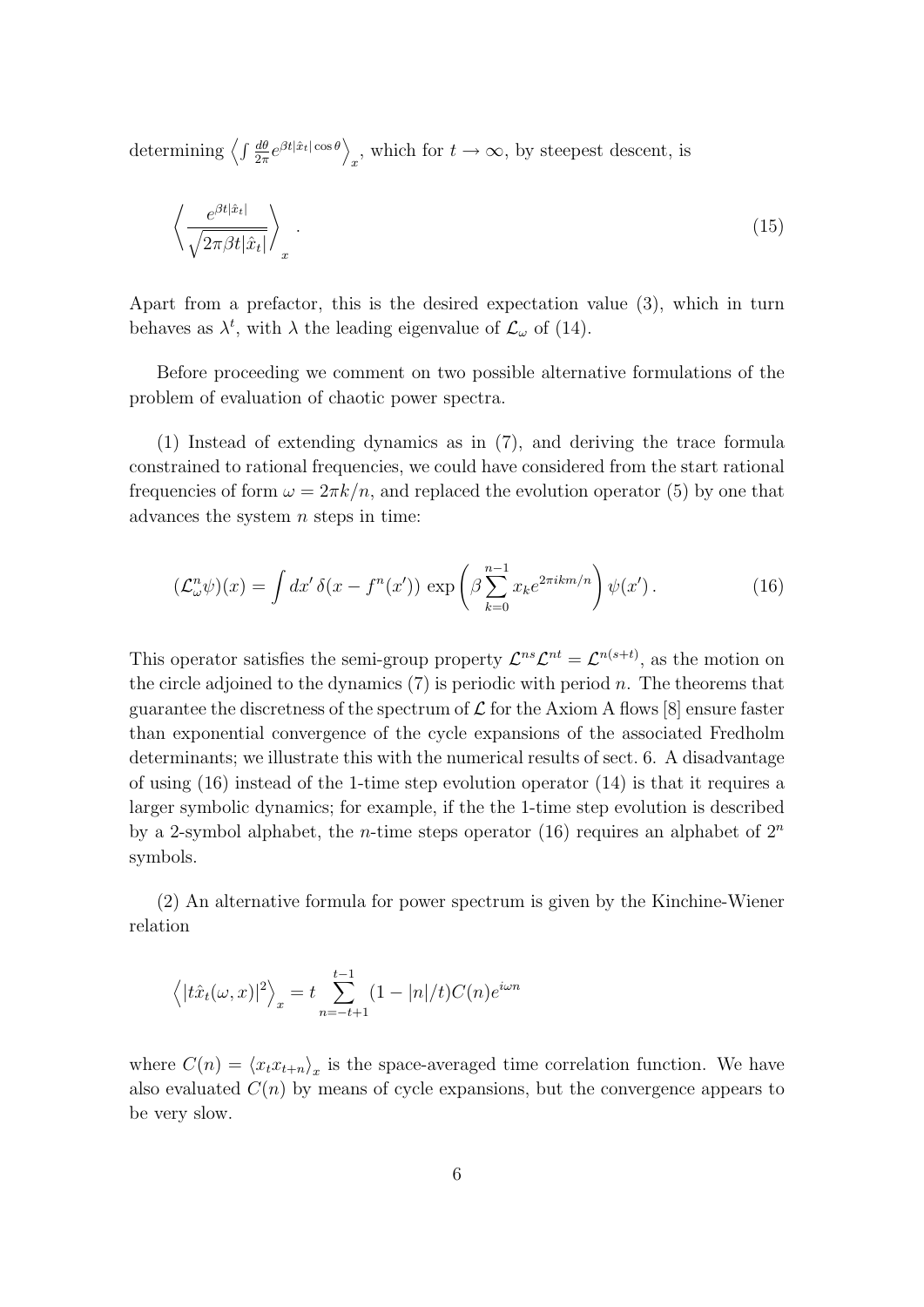determining $\left\langle \int \frac{d\theta}{2\pi} e^{\beta t |\hat{x}_t| \cos\theta} \right\rangle_x$, which for $t \to \infty$, by steepest descent, is

$$
\left\langle \frac{e^{\beta t |\hat{x}_t|}}{\sqrt{2\pi \beta t |\hat{x}_t|}} \right\rangle_x . \tag{15}
$$

Apart from a prefactor, this is the desired expectation value (3), which in turn behaves as $\lambda^t$, with $\lambda$ the leading eigenvalue of $\mathcal{L}_\omega$ of (14).

Before proceeding we comment on two possible alternative formulations of the problem of evaluation of chaotic power spectra.

(1) Instead of extending dynamics as in (7), and deriving the trace formula constrained to rational frequencies, we could have considered from the start rational frequencies of form $\omega = 2\pi k/n$, and replaced the evolution operator (5) by one that advances the system $n$ steps in time:

$$
(\mathcal{L}^n_\omega \psi)(x) = \int dx' \, \delta(x - f^n(x')) \, \exp\left( \beta \sum_{k=0}^{n-1} x_k e^{2\pi i k m/n} \right) \psi(x') . \tag{16}
$$

This operator satisfies the semi-group property $\mathcal{L}^{ns}\mathcal{L}^{nt} = \mathcal{L}^{n(s+t)}$, as the motion on the circle adjoined to the dynamics (7) is periodic with period $n$. The theorems that guarantee the discretness of the spectrum of $\mathcal{L}$ for the Axiom A flows [8] ensure faster than exponential convergence of the cycle expansions of the associated Fredholm determinants; we illustrate this with the numerical results of sect. 6. A disadvantage of using (16) instead of the 1-time step evolution operator (14) is that it requires a larger symbolic dynamics; for example, if the the 1-time step evolution is described by a 2-symbol alphabet, the $n$-time steps operator (16) requires an alphabet of $2^n$ symbols.

(2) An alternative formula for power spectrum is given by the Kinchine-Wiener relation

$$
\left\langle |t\hat{x}_t(\omega, x)|^2 \right\rangle_x = t \sum_{n=-t+1}^{t-1} (1 - |n|/t) C(n) e^{i\omega n}
$$

where $C(n) = \langle x_t x_{t+n} \rangle_x$ is the space-averaged time correlation function. We have also evaluated $C(n)$ by means of cycle expansions, but the convergence appears to be very slow.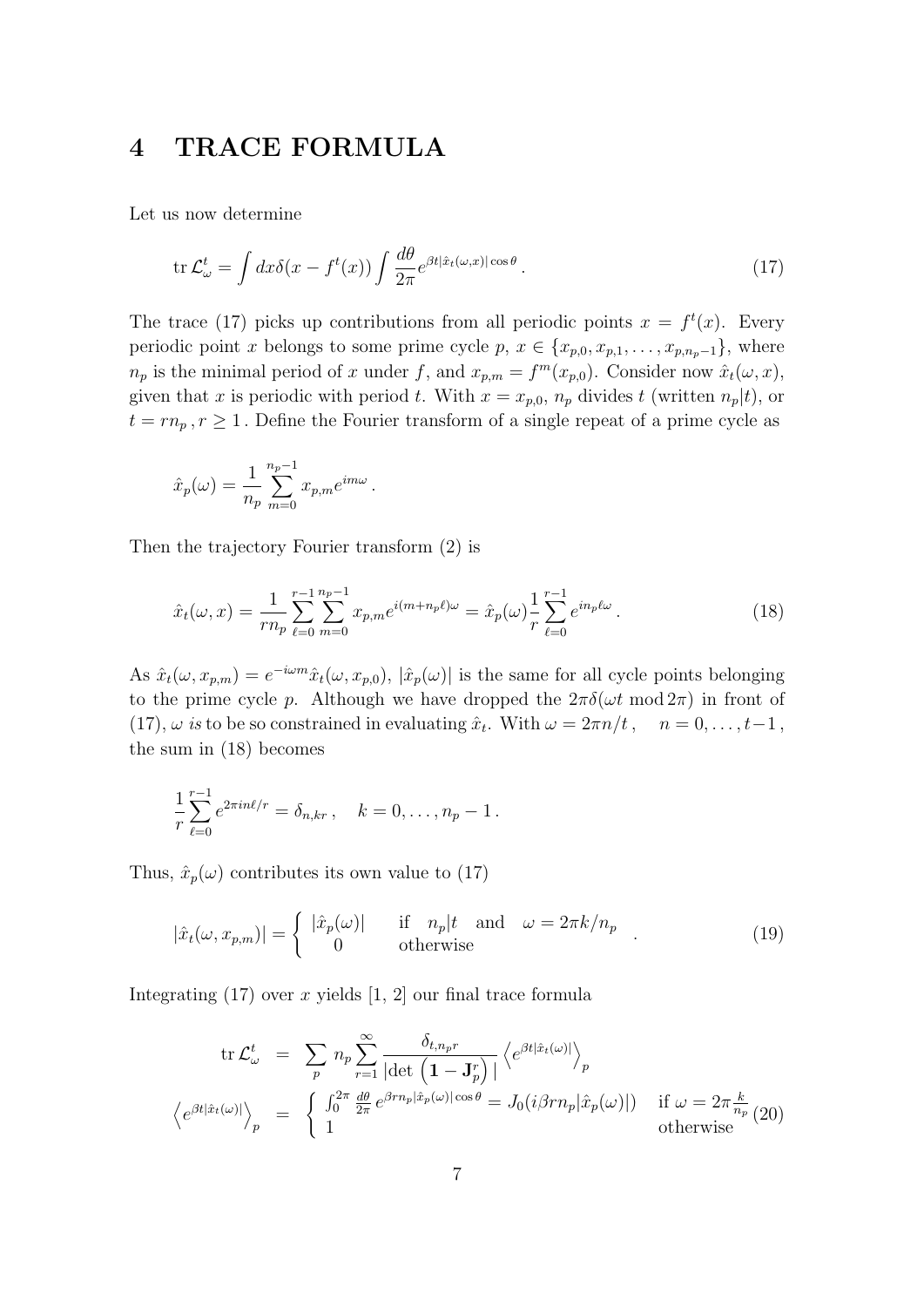# 4 TRACE FORMULA

Let us now determine

$$\mathrm{tr}\,\mathcal{L}^t_\omega = \int dx \delta(x - f^t(x)) \int \frac{d\theta}{2\pi} e^{\beta t |\hat{x}_t(\omega,x)| \cos\theta} \,. \tag{17}$$

The trace (17) picks up contributions from all periodic points $x = f^t(x)$. Every periodic point $x$ belongs to some prime cycle $p$, $x \in \{x_{p,0}, x_{p,1}, \ldots, x_{p,n_p-1}\}$, where $n_p$ is the minimal period of $x$ under $f$, and $x_{p,m} = f^m(x_{p,0})$. Consider now $\hat{x}_t(\omega, x)$, given that $x$ is periodic with period $t$. With $x = x_{p,0}$, $n_p$ divides $t$ (written $n_p|t$), or $t = rn_p\,, r \geq 1$ . Define the Fourier transform of a single repeat of a prime cycle as

$$\hat{x}_p(\omega) = \frac{1}{n_p} \sum_{m=0}^{n_p-1} x_{p,m} e^{im\omega} \,.$$

Then the trajectory Fourier transform (2) is

$$\hat{x}_t(\omega, x) = \frac{1}{rn_p} \sum_{\ell=0}^{r-1} \sum_{m=0}^{n_p-1} x_{p,m} e^{i(m+n_p\ell)\omega} = \hat{x}_p(\omega) \frac{1}{r} \sum_{\ell=0}^{r-1} e^{in_p\ell\omega} \,. \tag{18}$$

As $\hat{x}_t(\omega, x_{p,m}) = e^{-i\omega m}\hat{x}_t(\omega, x_{p,0})$, $|\hat{x}_p(\omega)|$ is the same for all cycle points belonging to the prime cycle $p$. Although we have dropped the $2\pi\delta(\omega t \bmod 2\pi)$ in front of (17), $\omega$ *is* to be so constrained in evaluating $\hat{x}_t$. With $\omega = 2\pi n/t\,, \quad n = 0, \ldots, t-1\,,$ the sum in (18) becomes

$$\frac{1}{r} \sum_{\ell=0}^{r-1} e^{2\pi i n\ell/r} = \delta_{n,kr}\,, \quad k = 0, \ldots, n_p - 1 \,.$$

Thus, $\hat{x}_p(\omega)$ contributes its own value to (17)

$$|\hat{x}_t(\omega, x_{p,m})| = \begin{cases} |\hat{x}_p(\omega)| & \text{if} \quad n_p|t \quad \text{and} \quad \omega = 2\pi k/n_p \\ 0 & \text{otherwise} \end{cases} \,. \tag{19}$$

Integrating (17) over $x$ yields [1, 2] our final trace formula

$$\begin{aligned} \mathrm{tr}\,\mathcal{L}^t_\omega &= \sum_p n_p \sum_{r=1}^{\infty} \frac{\delta_{t,n_p r}}{|\det\left(\mathbf{1} - \mathbf{J}_p^r\right)|} \left\langle e^{\beta t |\hat{x}_t(\omega)|} \right\rangle_p \\ \left\langle e^{\beta t |\hat{x}_t(\omega)|} \right\rangle_p &= \begin{cases} \int_0^{2\pi} \frac{d\theta}{2\pi} e^{\beta r n_p |\hat{x}_p(\omega)| \cos\theta} = J_0(i\beta r n_p |\hat{x}_p(\omega)|) & \text{if } \omega = 2\pi \frac{k}{n_p} \\ 1 & \text{otherwise} \end{cases} \end{aligned} \tag{20}$$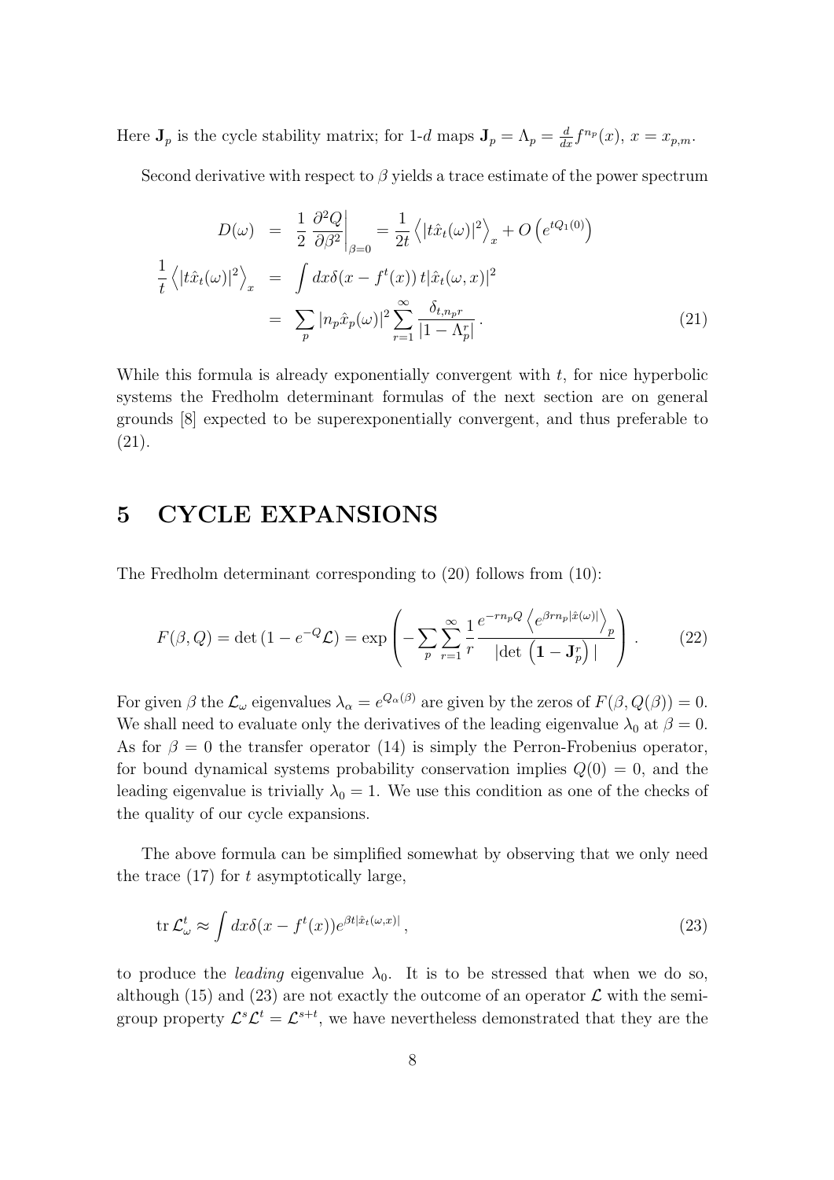Here $\mathbf{J}_p$ is the cycle stability matrix; for 1-$d$ maps $\mathbf{J}_p = \Lambda_p = \frac{d}{dx} f^{n_p}(x)$, $x = x_{p,m}$.

Second derivative with respect to $\beta$ yields a trace estimate of the power spectrum

$$
\begin{aligned}
D(\omega) &= \frac{1}{2} \left. \frac{\partial^2 Q}{\partial \beta^2} \right|_{\beta=0} = \frac{1}{2t} \left\langle |t\hat{x}_t(\omega)|^2 \right\rangle_x + O\left(e^{tQ_1(0)}\right) \\
\frac{1}{t} \left\langle |t\hat{x}_t(\omega)|^2 \right\rangle_x &= \int dx \delta(x - f^t(x))\, t |\hat{x}_t(\omega, x)|^2 \\
&= \sum_p |n_p \hat{x}_p(\omega)|^2 \sum_{r=1}^{\infty} \frac{\delta_{t, n_p r}}{|1 - \Lambda_p^r|} \, .
\end{aligned}
\tag{21}
$$

While this formula is already exponentially convergent with $t$, for nice hyperbolic systems the Fredholm determinant formulas of the next section are on general grounds [8] expected to be superexponentially convergent, and thus preferable to (21).

# 5 CYCLE EXPANSIONS

The Fredholm determinant corresponding to (20) follows from (10):

$$
F(\beta, Q) = \det\left(1 - e^{-Q} \mathcal{L}\right) = \exp\left( - \sum_p \sum_{r=1}^{\infty} \frac{1}{r} \frac{e^{-r n_p Q} \left\langle e^{\beta r n_p |\hat{x}(\omega)|} \right\rangle_p}{|\det\left(\mathbf{1} - \mathbf{J}_p^r\right)|} \right) \, . \tag{22}
$$

For given $\beta$ the $\mathcal{L}_\omega$ eigenvalues $\lambda_\alpha = e^{Q_\alpha(\beta)}$ are given by the zeros of $F(\beta, Q(\beta)) = 0$. We shall need to evaluate only the derivatives of the leading eigenvalue $\lambda_0$ at $\beta = 0$. As for $\beta = 0$ the transfer operator (14) is simply the Perron-Frobenius operator, for bound dynamical systems probability conservation implies $Q(0) = 0$, and the leading eigenvalue is trivially $\lambda_0 = 1$. We use this condition as one of the checks of the quality of our cycle expansions.

The above formula can be simplified somewhat by observing that we only need the trace (17) for $t$ asymptotically large,

$$
\operatorname{tr} \mathcal{L}_\omega^t \approx \int dx \delta(x - f^t(x)) e^{\beta t |\hat{x}_t(\omega, x)|} \, , \tag{23}
$$

to produce the *leading* eigenvalue $\lambda_0$. It is to be stressed that when we do so, although (15) and (23) are not exactly the outcome of an operator $\mathcal{L}$ with the semi-group property $\mathcal{L}^s \mathcal{L}^t = \mathcal{L}^{s+t}$, we have nevertheless demonstrated that they are the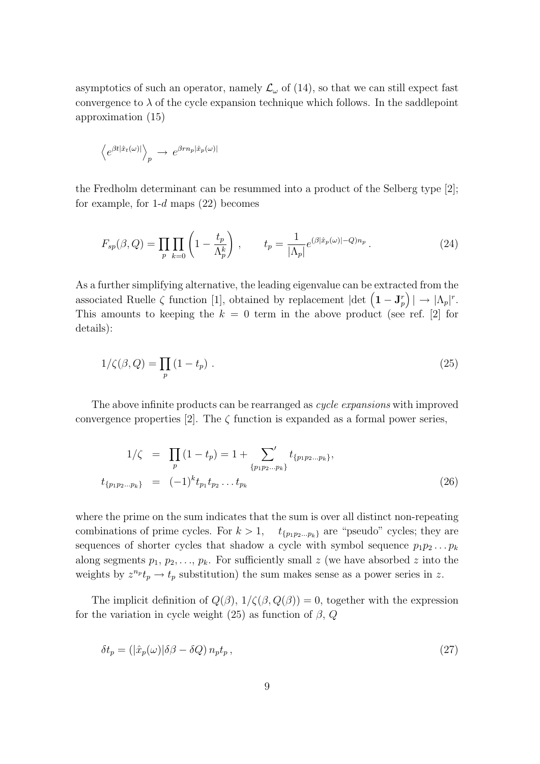asymptotics of such an operator, namely $\mathcal{L}_\omega$ of (14), so that we can still expect fast convergence to $\lambda$ of the cycle expansion technique which follows. In the saddlepoint approximation (15)

$$\left\langle e^{\beta t|\hat{x}_t(\omega)|}\right\rangle_p \to e^{\beta r n_p |\hat{x}_p(\omega)|}$$

the Fredholm determinant can be resummed into a product of the Selberg type [2]; for example, for 1-$d$ maps (22) becomes

$$F_{sp}(\beta, Q) = \prod_p \prod_{k=0} \left(1 - \frac{t_p}{\Lambda_p^k}\right), \qquad t_p = \frac{1}{|\Lambda_p|} e^{(\beta|\hat{x}_p(\omega)| - Q)n_p} . \tag{24}$$

As a further simplifying alternative, the leading eigenvalue can be extracted from the associated Ruelle $\zeta$ function [1], obtained by replacement $|\det\left(\mathbf{1} - \mathbf{J}_p^r\right)| \to |\Lambda_p|^r$. This amounts to keeping the $k = 0$ term in the above product (see ref. [2] for details):

$$1/\zeta(\beta, Q) = \prod_p (1 - t_p) . \tag{25}$$

The above infinite products can be rearranged as *cycle expansions* with improved convergence properties [2]. The $\zeta$ function is expanded as a formal power series,

$$\begin{aligned} 1/\zeta &= \prod_p (1 - t_p) = 1 + {\sum_{\{p_1 p_2 \ldots p_k\}}}' t_{\{p_1 p_2 \ldots p_k\}}, \\ t_{\{p_1 p_2 \ldots p_k\}} &= (-1)^k t_{p_1} t_{p_2} \ldots t_{p_k} \end{aligned} \tag{26}$$

where the prime on the sum indicates that the sum is over all distinct non-repeating combinations of prime cycles. For $k > 1$, $t_{\{p_1 p_2 \ldots p_k\}}$ are "pseudo" cycles; they are sequences of shorter cycles that shadow a cycle with symbol sequence $p_1 p_2 \ldots p_k$ along segments $p_1$, $p_2$, ..., $p_k$. For sufficiently small $z$ (we have absorbed $z$ into the weights by $z^{n_p} t_p \to t_p$ substitution) the sum makes sense as a power series in $z$.

The implicit definition of $Q(\beta)$, $1/\zeta(\beta, Q(\beta)) = 0$, together with the expression for the variation in cycle weight (25) as function of $\beta$, $Q$

$$\delta t_p = (|\hat{x}_p(\omega)|\delta\beta - \delta Q)\, n_p t_p \,, \tag{27}$$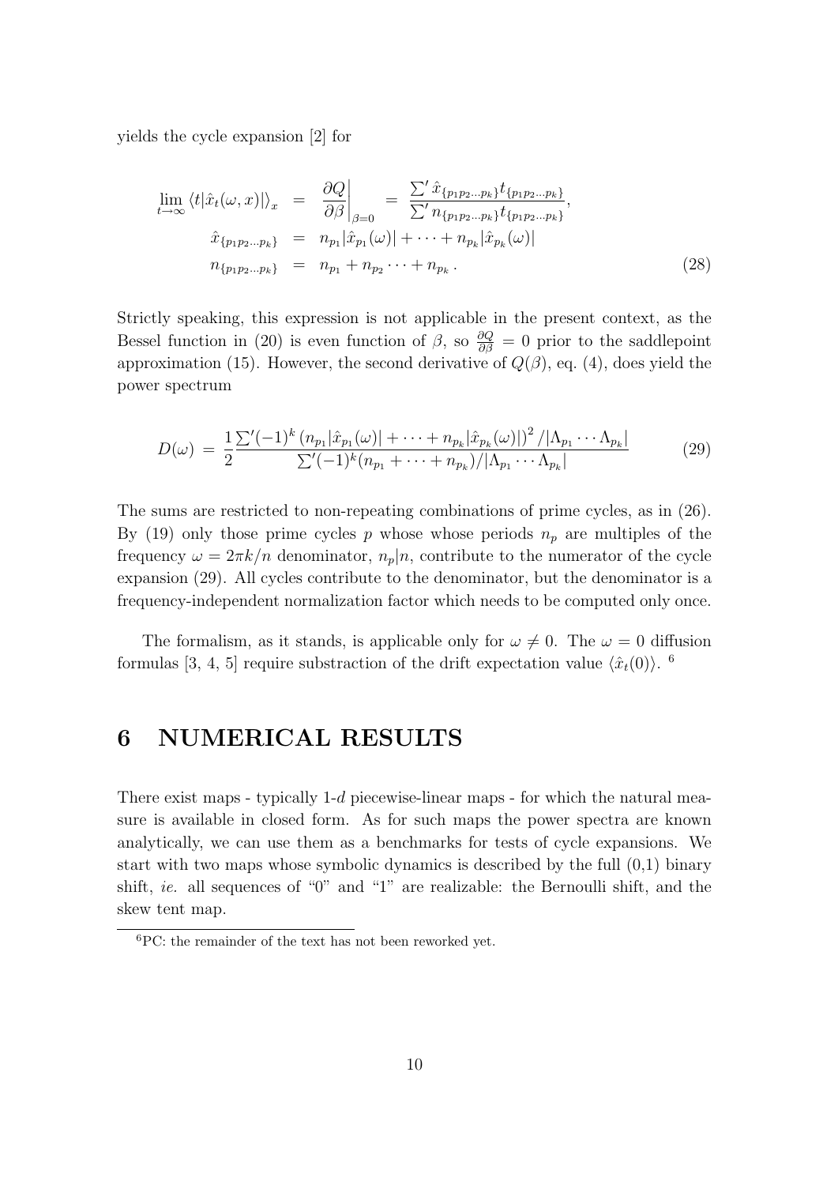yields the cycle expansion [2] for

$$
\begin{aligned}
\lim_{t\to\infty} \langle t|\hat{x}_t(\omega,x)|\rangle_x &= \left.\frac{\partial Q}{\partial \beta}\right|_{\beta=0} = \frac{\sum' \hat{x}_{\{p_1 p_2 \dots p_k\}} t_{\{p_1 p_2 \dots p_k\}}}{\sum' n_{\{p_1 p_2 \dots p_k\}} t_{\{p_1 p_2 \dots p_k\}}}, \\
\hat{x}_{\{p_1 p_2 \dots p_k\}} &= n_{p_1}|\hat{x}_{p_1}(\omega)| + \dots + n_{p_k}|\hat{x}_{p_k}(\omega)| \\
n_{\{p_1 p_2 \dots p_k\}} &= n_{p_1} + n_{p_2} \dots + n_{p_k} \, .
\end{aligned}
\tag{28}
$$

Strictly speaking, this expression is not applicable in the present context, as the Bessel function in (20) is even function of $\beta$, so $\frac{\partial Q}{\partial \beta} = 0$ prior to the saddlepoint approximation (15). However, the second derivative of $Q(\beta)$, eq. (4), does yield the power spectrum

$$
D(\omega) \, = \, \frac{1}{2} \frac{\sum'(-1)^k \left(n_{p_1}|\hat{x}_{p_1}(\omega)| + \dots + n_{p_k}|\hat{x}_{p_k}(\omega)|\right)^2 / |\Lambda_{p_1} \cdots \Lambda_{p_k}|}{\sum'(-1)^k (n_{p_1} + \dots + n_{p_k}) / |\Lambda_{p_1} \cdots \Lambda_{p_k}|}
\tag{29}
$$

The sums are restricted to non-repeating combinations of prime cycles, as in (26). By (19) only those prime cycles $p$ whose whose periods $n_p$ are multiples of the frequency $\omega = 2\pi k/n$ denominator, $n_p|n$, contribute to the numerator of the cycle expansion (29). All cycles contribute to the denominator, but the denominator is a frequency-independent normalization factor which needs to be computed only once.

The formalism, as it stands, is applicable only for $\omega \neq 0$. The $\omega = 0$ diffusion formulas [3, 4, 5] require substraction of the drift expectation value $\langle \hat{x}_t(0) \rangle$. [6]

# 6 NUMERICAL RESULTS

There exist maps - typically 1-$d$ piecewise-linear maps - for which the natural measure is available in closed form. As for such maps the power spectra are known analytically, we can use them as a benchmarks for tests of cycle expansions. We start with two maps whose symbolic dynamics is described by the full (0,1) binary shift, *ie.* all sequences of "0" and "1" are realizable: the Bernoulli shift, and the skew tent map.

[6] PC: the remainder of the text has not been reworked yet.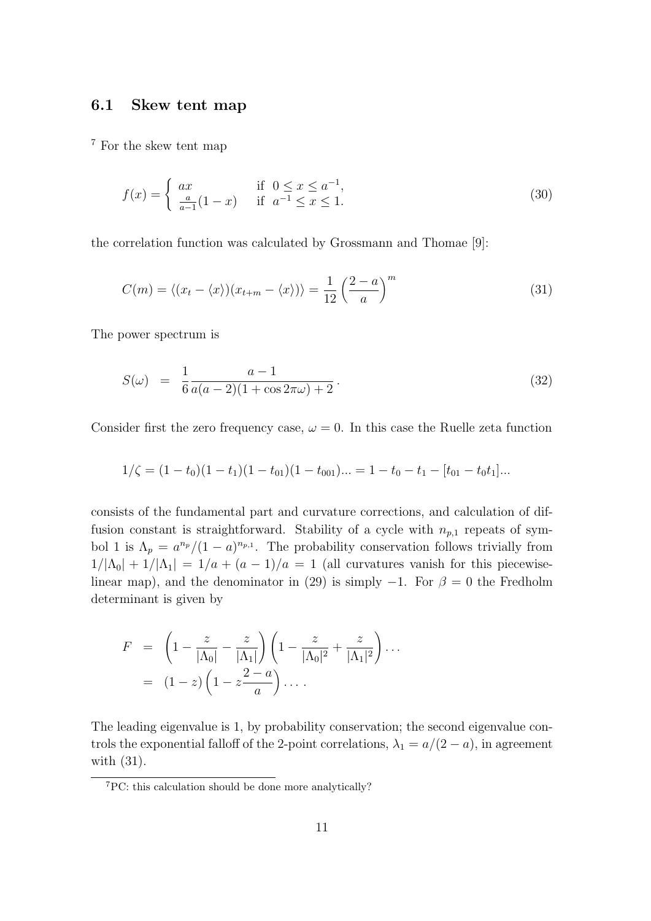## 6.1 Skew tent map

[7] For the skew tent map

$$f(x) = \begin{cases} ax & \text{if } 0 \le x \le a^{-1}, \\ \frac{a}{a-1}(1-x) & \text{if } a^{-1} \le x \le 1. \end{cases} \tag{30}$$

the correlation function was calculated by Grossmann and Thomae [9]:

$$C(m) = \langle (x_t - \langle x \rangle)(x_{t+m} - \langle x \rangle) \rangle = \frac{1}{12} \left( \frac{2-a}{a} \right)^m \tag{31}$$

The power spectrum is

$$S(\omega) \;\; = \;\; \frac{1}{6} \frac{a-1}{a(a-2)(1+\cos 2\pi\omega) + 2} \,. \tag{32}$$

Consider first the zero frequency case, $\omega = 0$. In this case the Ruelle zeta function

$$1/\zeta = (1-t_0)(1-t_1)(1-t_{01})(1-t_{001})... = 1 - t_0 - t_1 - [t_{01} - t_0 t_1]...$$

consists of the fundamental part and curvature corrections, and calculation of diffusion constant is straightforward. Stability of a cycle with $n_{p,1}$ repeats of symbol 1 is $\Lambda_p = a^{n_p}/(1-a)^{n_{p,1}}$. The probability conservation follows trivially from $1/|\Lambda_0| + 1/|\Lambda_1| = 1/a + (a-1)/a = 1$ (all curvatures vanish for this piecewise-linear map), and the denominator in (29) is simply $-1$. For $\beta = 0$ the Fredholm determinant is given by

$$\begin{aligned} F &= \left(1 - \frac{z}{|\Lambda_0|} - \frac{z}{|\Lambda_1|}\right)\left(1 - \frac{z}{|\Lambda_0|^2} + \frac{z}{|\Lambda_1|^2}\right)\ldots \\ &= (1-z)\left(1 - z\frac{2-a}{a}\right)\ldots . \end{aligned}$$

The leading eigenvalue is 1, by probability conservation; the second eigenvalue controls the exponential falloff of the 2-point correlations, $\lambda_1 = a/(2-a)$, in agreement with (31).

[7] PC: this calculation should be done more analytically?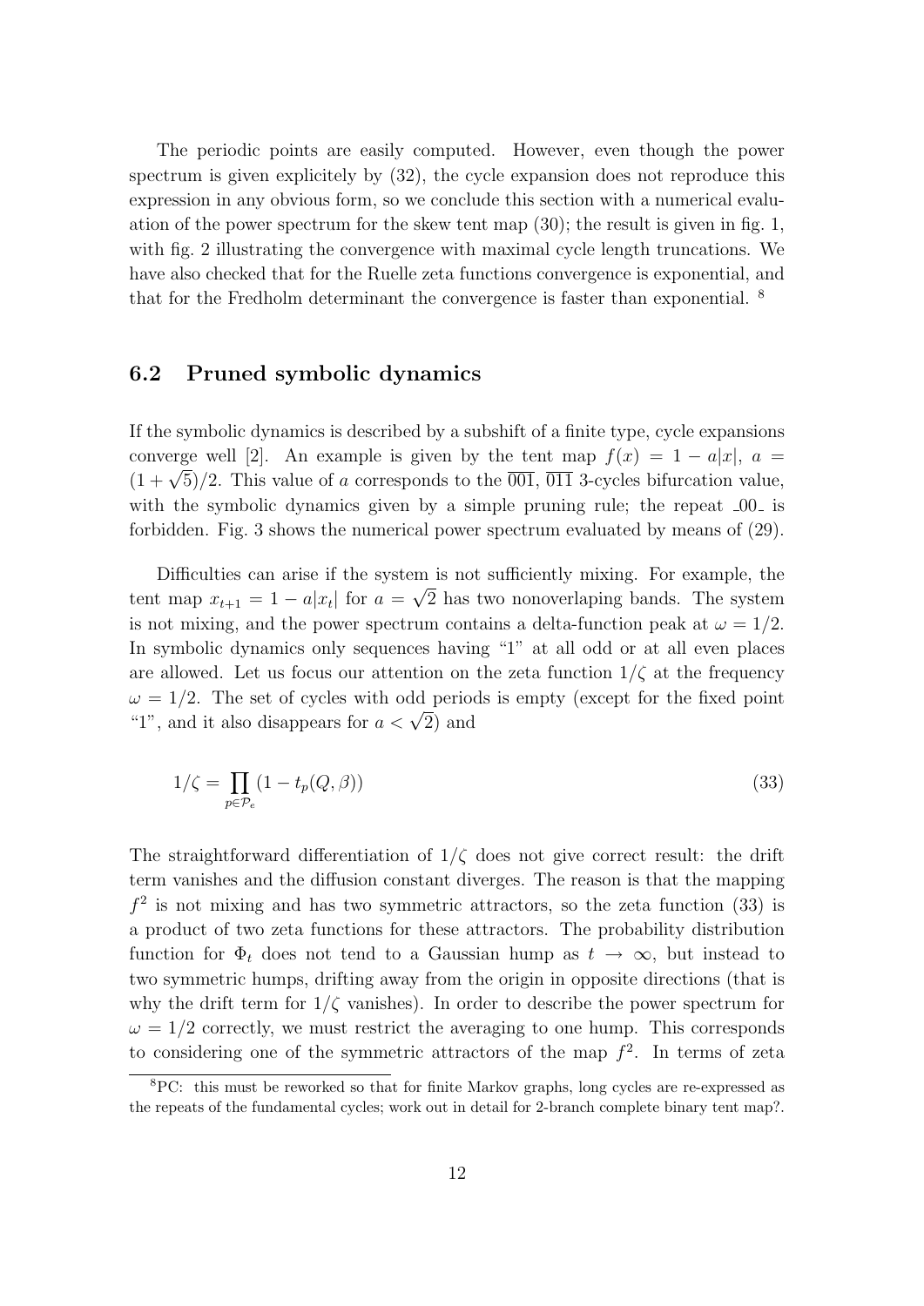The periodic points are easily computed. However, even though the power spectrum is given explicitely by (32), the cycle expansion does not reproduce this expression in any obvious form, so we conclude this section with a numerical evaluation of the power spectrum for the skew tent map (30); the result is given in fig. 1, with fig. 2 illustrating the convergence with maximal cycle length truncations. We have also checked that for the Ruelle zeta functions convergence is exponential, and that for the Fredholm determinant the convergence is faster than exponential. [8]

## 6.2 Pruned symbolic dynamics

If the symbolic dynamics is described by a subshift of a finite type, cycle expansions converge well [2]. An example is given by the tent map $f(x) = 1 - a|x|$, $a = (1+\sqrt{5})/2$. This value of $a$ corresponds to the $\overline{001}$, $\overline{011}$ 3-cycles bifurcation value, with the symbolic dynamics given by a simple pruning rule; the repeat $\_00\_$ is forbidden. Fig. 3 shows the numerical power spectrum evaluated by means of (29).

Difficulties can arise if the system is not sufficiently mixing. For example, the tent map $x_{t+1} = 1 - a|x_t|$ for $a = \sqrt{2}$ has two nonoverlaping bands. The system is not mixing, and the power spectrum contains a delta-function peak at $\omega = 1/2$. In symbolic dynamics only sequences having "1" at all odd or at all even places are allowed. Let us focus our attention on the zeta function $1/\zeta$ at the frequency $\omega = 1/2$. The set of cycles with odd periods is empty (except for the fixed point "1", and it also disappears for $a < \sqrt{2}$) and

$$1/\zeta = \prod_{p \in \mathcal{P}_e} (1 - t_p(Q, \beta)) \tag{33}$$

The straightforward differentiation of $1/\zeta$ does not give correct result: the drift term vanishes and the diffusion constant diverges. The reason is that the mapping $f^2$ is not mixing and has two symmetric attractors, so the zeta function (33) is a product of two zeta functions for these attractors. The probability distribution function for $\Phi_t$ does not tend to a Gaussian hump as $t \to \infty$, but instead to two symmetric humps, drifting away from the origin in opposite directions (that is why the drift term for $1/\zeta$ vanishes). In order to describe the power spectrum for $\omega = 1/2$ correctly, we must restrict the averaging to one hump. This corresponds to considering one of the symmetric attractors of the map $f^2$. In terms of zeta

---

[8] PC: this must be reworked so that for finite Markov graphs, long cycles are re-expressed as the repeats of the fundamental cycles; work out in detail for 2-branch complete binary tent map?.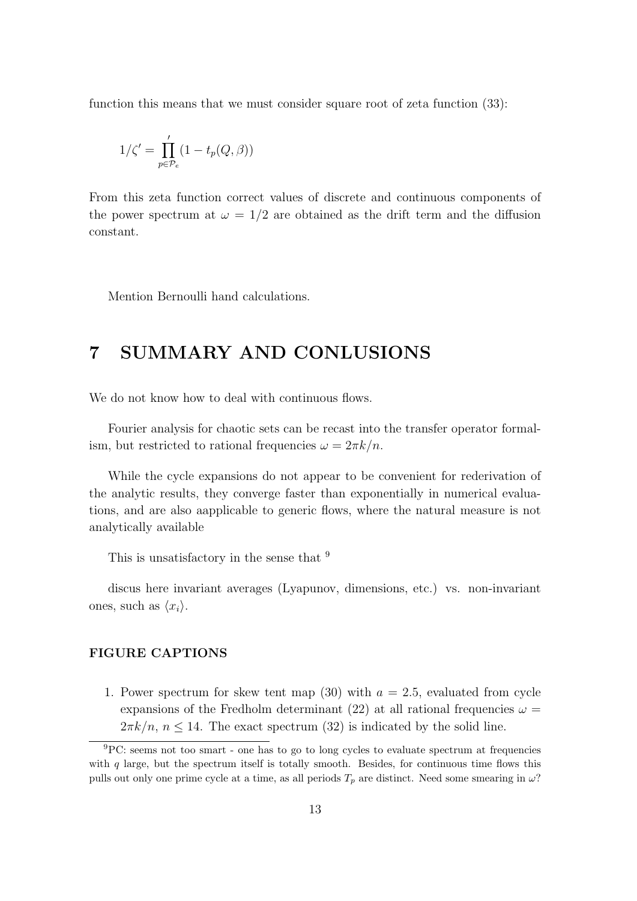function this means that we must consider square root of zeta function (33):

$$1/\zeta' = \prod_{p \in \mathcal{P}_e}' (1 - t_p(Q, \beta))$$

From this zeta function correct values of discrete and continuous components of the power spectrum at $\omega = 1/2$ are obtained as the drift term and the diffusion constant.

Mention Bernoulli hand calculations.

# 7 SUMMARY AND CONLUSIONS

We do not know how to deal with continuous flows.

Fourier analysis for chaotic sets can be recast into the transfer operator formalism, but restricted to rational frequencies $\omega = 2\pi k/n$.

While the cycle expansions do not appear to be convenient for rederivation of the analytic results, they converge faster than exponentially in numerical evaluations, and are also aapplicable to generic flows, where the natural measure is not analytically available

This is unsatisfactory in the sense that [9]

discus here invariant averages (Lyapunov, dimensions, etc.) vs. non-invariant ones, such as $\langle x_i \rangle$.

### FIGURE CAPTIONS

1. Power spectrum for skew tent map (30) with $a = 2.5$, evaluated from cycle expansions of the Fredholm determinant (22) at all rational frequencies $\omega = 2\pi k/n$, $n \leq 14$. The exact spectrum (32) is indicated by the solid line.

[9] PC: seems not too smart - one has to go to long cycles to evaluate spectrum at frequencies with $q$ large, but the spectrum itself is totally smooth. Besides, for continuous time flows this pulls out only one prime cycle at a time, as all periods $T_p$ are distinct. Need some smearing in $\omega$?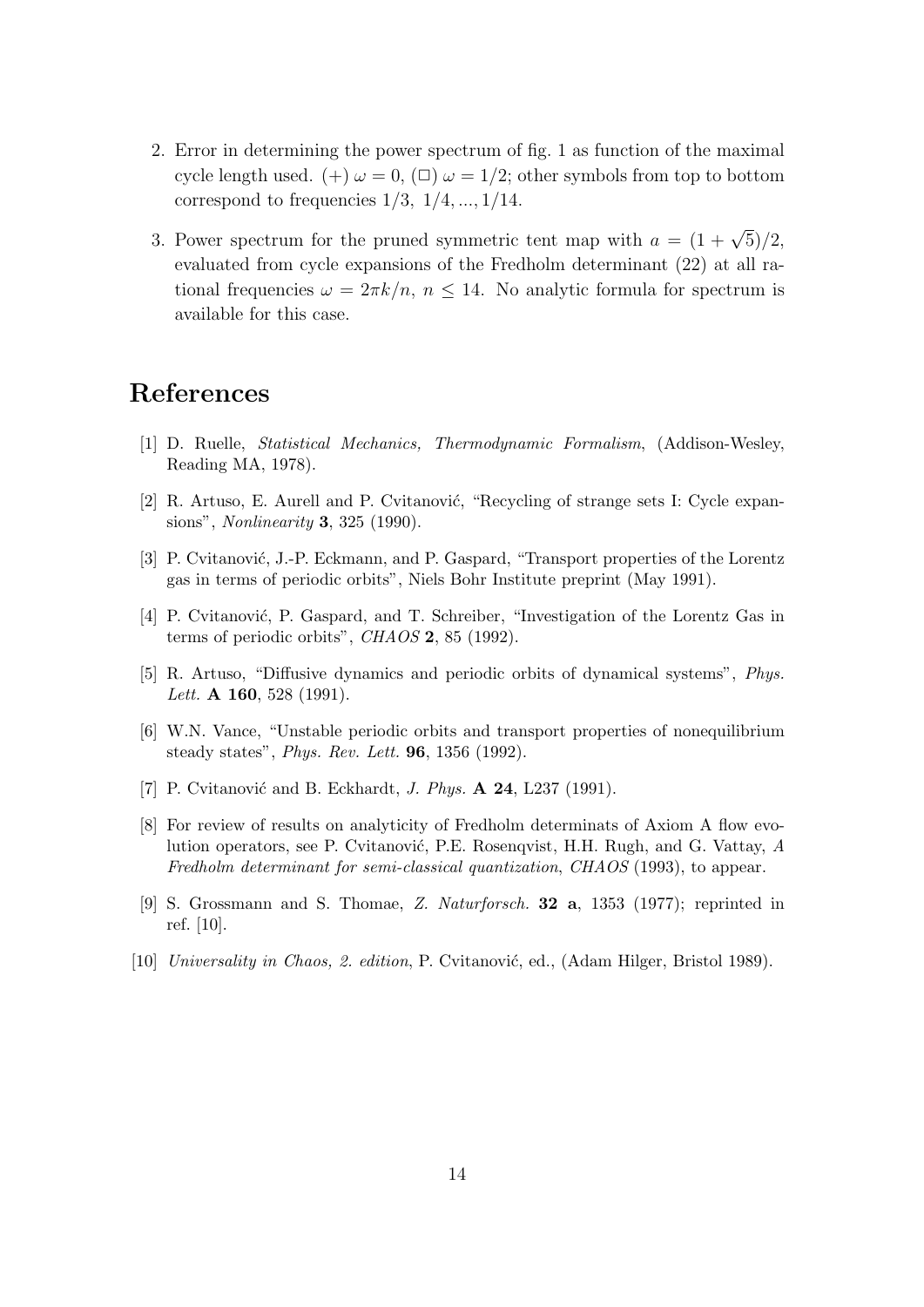2. Error in determining the power spectrum of fig. 1 as function of the maximal cycle length used. (+) $\omega = 0$, (□) $\omega = 1/2$; other symbols from top to bottom correspond to frequencies $1/3,\ 1/4, ..., 1/14$.

3. Power spectrum for the pruned symmetric tent map with $a = (1+\sqrt{5})/2$, evaluated from cycle expansions of the Fredholm determinant (22) at all rational frequencies $\omega = 2\pi k/n$, $n \leq 14$. No analytic formula for spectrum is available for this case.

# References

[1] D. Ruelle, *Statistical Mechanics, Thermodynamic Formalism*, (Addison-Wesley, Reading MA, 1978).

[2] R. Artuso, E. Aurell and P. Cvitanović, "Recycling of strange sets I: Cycle expansions", *Nonlinearity* **3**, 325 (1990).

[3] P. Cvitanović, J.-P. Eckmann, and P. Gaspard, "Transport properties of the Lorentz gas in terms of periodic orbits", Niels Bohr Institute preprint (May 1991).

[4] P. Cvitanović, P. Gaspard, and T. Schreiber, "Investigation of the Lorentz Gas in terms of periodic orbits", *CHAOS* **2**, 85 (1992).

[5] R. Artuso, "Diffusive dynamics and periodic orbits of dynamical systems", *Phys. Lett.* **A 160**, 528 (1991).

[6] W.N. Vance, "Unstable periodic orbits and transport properties of nonequilibrium steady states", *Phys. Rev. Lett.* **96**, 1356 (1992).

[7] P. Cvitanović and B. Eckhardt, *J. Phys.* **A 24**, L237 (1991).

[8] For review of results on analyticity of Fredholm determinats of Axiom A flow evolution operators, see P. Cvitanović, P.E. Rosenqvist, H.H. Rugh, and G. Vattay, *A Fredholm determinant for semi-classical quantization*, *CHAOS* (1993), to appear.

[9] S. Grossmann and S. Thomae, *Z. Naturforsch.* **32 a**, 1353 (1977); reprinted in ref. [10].

[10] *Universality in Chaos, 2. edition*, P. Cvitanović, ed., (Adam Hilger, Bristol 1989).